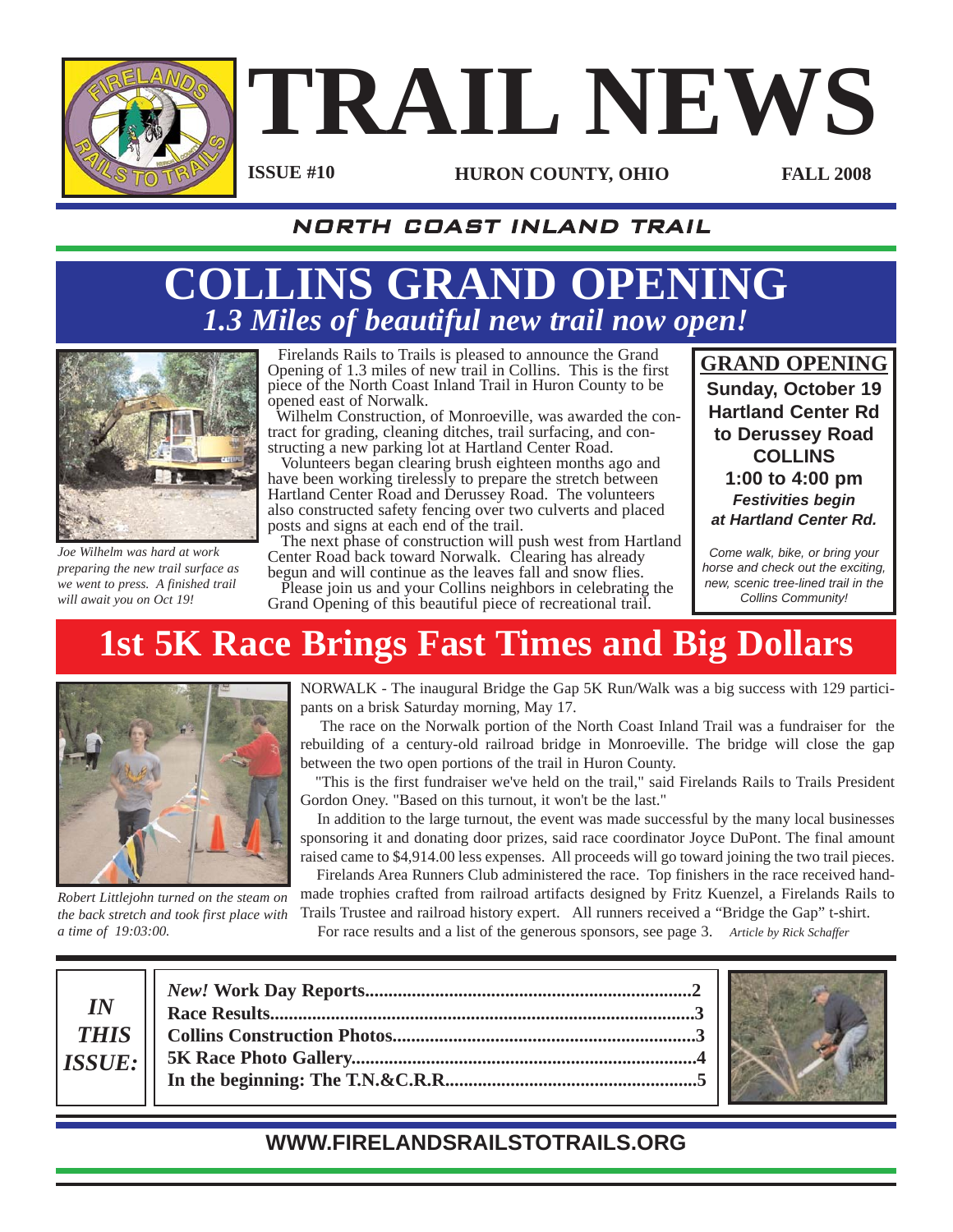# TRAIL NEWS

**ISSUE #10** | **HURON COUNTY, OHIO** | **FALL 2008**

## NORTH COAST INLAND TRAIL

# COLLINS GRAND OPENING

## *1.3 Miles of beautiful new trail now open!*

*Joe Wilhelm was hard at work preparing the new trail surface as we went to press. A finished trail will await you on Oct 19!*

Firelands Rails to Trails is pleased to announce the Grand Opening of 1.3 miles of new trail in Collins. This is the first piece of the North Coast Inland Trail in Huron County to be opened east of Norwalk.

Wilhelm Construction, of Monroeville, was awarded the contract for grading, cleaning ditches, trail surfacing, and constructing a new parking lot at Hartland Center Road.

Volunteers began clearing brush eighteen months ago and have been working tirelessly to prepare the stretch between Hartland Center Road and Derussey Road. The volunteers also constructed safety fencing over two culverts and placed posts and signs at each end of the trail.

The next phase of construction will push west from Hartland Center Road back toward Norwalk. Clearing has already begun and will continue as the leaves fall and snow flies.

Please join us and your Collins neighbors in celebrating the Grand Opening of this beautiful piece of recreational trail.

**GRAND OPENING**

**Sunday, October 19**
**Hartland Center Rd to Derussey Road**
**COLLINS**
**1:00 to 4:00 pm**
***Festivities begin at Hartland Center Rd.***

*Come walk, bike, or bring your horse and check out the exciting, new, scenic tree-lined trail in the Collins Community!*

# 1st 5K Race Brings Fast Times and Big Dollars

*Robert Littlejohn turned on the steam on the back stretch and took first place with a time of 19:03:00.*

NORWALK - The inaugural Bridge the Gap 5K Run/Walk was a big success with 129 participants on a brisk Saturday morning, May 17.

The race on the Norwalk portion of the North Coast Inland Trail was a fundraiser for the rebuilding of a century-old railroad bridge in Monroeville. The bridge will close the gap between the two open portions of the trail in Huron County.

"This is the first fundraiser we've held on the trail," said Firelands Rails to Trails President Gordon Oney. "Based on this turnout, it won't be the last."

In addition to the large turnout, the event was made successful by the many local businesses sponsoring it and donating door prizes, said race coordinator Joyce DuPont. The final amount raised came to $4,914.00 less expenses. All proceeds will go toward joining the two trail pieces.

Firelands Area Runners Club administered the race. Top finishers in the race received handmade trophies crafted from railroad artifacts designed by Fritz Kuenzel, a Firelands Rails to Trails Trustee and railroad history expert. All runners received a "Bridge the Gap" t-shirt.

For race results and a list of the generous sponsors, see page 3. *Article by Rick Schaffer*

***IN THIS ISSUE:***

- ***New!*** **Work Day Reports....................2**
- **Race Results....................3**
- **Collins Construction Photos....................3**
- **5K Race Photo Gallery....................4**
- **In the beginning: The T.N.&C.R.R....................5**

**WWW.FIRELANDSRAILSTOTRAILS.ORG**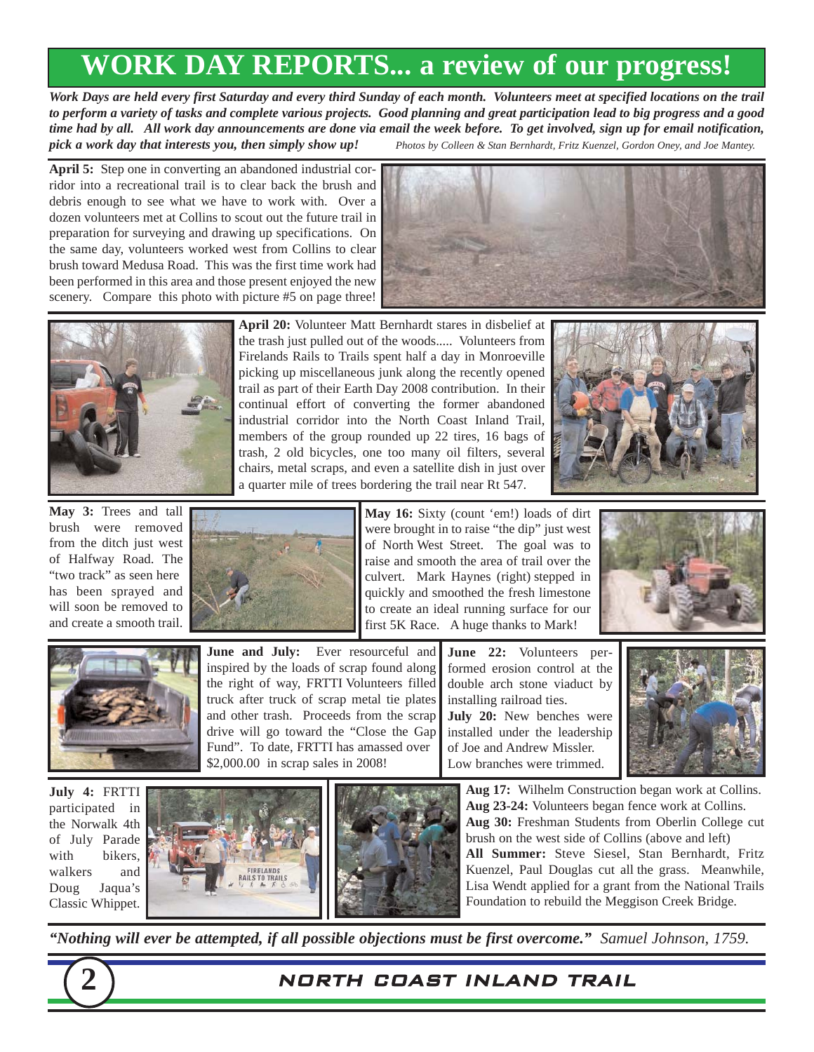# WORK DAY REPORTS... a review of our progress!

***Work Days are held every first Saturday and every third Sunday of each month. Volunteers meet at specified locations on the trail to perform a variety of tasks and complete various projects. Good planning and great participation lead to big progress and a good time had by all. All work day announcements are done via email the week before. To get involved, sign up for email notification, pick a work day that interests you, then simply show up!***

*Photos by Colleen & Stan Bernhardt, Fritz Kuenzel, Gordon Oney, and Joe Mantey.*

**April 5:** Step one in converting an abandoned industrial corridor into a recreational trail is to clear back the brush and debris enough to see what we have to work with. Over a dozen volunteers met at Collins to scout out the future trail in preparation for surveying and drawing up specifications. On the same day, volunteers worked west from Collins to clear brush toward Medusa Road. This was the first time work had been performed in this area and those present enjoyed the new scenery. Compare this photo with picture #5 on page three!

**April 20:** Volunteer Matt Bernhardt stares in disbelief at the trash just pulled out of the woods..... Volunteers from Firelands Rails to Trails spent half a day in Monroeville picking up miscellaneous junk along the recently opened trail as part of their Earth Day 2008 contribution. In their continual effort of converting the former abandoned industrial corridor into the North Coast Inland Trail, members of the group rounded up 22 tires, 16 bags of trash, 2 old bicycles, one too many oil filters, several chairs, metal scraps, and even a satellite dish in just over a quarter mile of trees bordering the trail near Rt 547.

**May 3:** Trees and tall brush were removed from the ditch just west of Halfway Road. The "two track" as seen here has been sprayed and will soon be removed to and create a smooth trail.

**May 16:** Sixty (count 'em!) loads of dirt were brought in to raise "the dip" just west of North West Street. The goal was to raise and smooth the area of trail over the culvert. Mark Haynes (right) stepped in quickly and smoothed the fresh limestone to create an ideal running surface for our first 5K Race. A huge thanks to Mark!

**June and July:** Ever resourceful and inspired by the loads of scrap found along the right of way, FRTTI Volunteers filled truck after truck of scrap metal tie plates and other trash. Proceeds from the scrap drive will go toward the "Close the Gap Fund". To date, FRTTI has amassed over $2,000.00 in scrap sales in 2008!

**June 22:** Volunteers performed erosion control at the double arch stone viaduct by installing railroad ties.

**July 20:** New benches were installed under the leadership of Joe and Andrew Missler. Low branches were trimmed.

**July 4:** FRTTI participated in the Norwalk 4th of July Parade with bikers, walkers and Doug Jaqua's Classic Whippet.

**Aug 17:** Wilhelm Construction began work at Collins.

**Aug 23-24:** Volunteers began fence work at Collins.

**Aug 30:** Freshman Students from Oberlin College cut brush on the west side of Collins (above and left)

**All Summer:** Steve Siesel, Stan Bernhardt, Fritz Kuenzel, Paul Douglas cut all the grass. Meanwhile, Lisa Wendt applied for a grant from the National Trails Foundation to rebuild the Meggison Creek Bridge.

***"Nothing will ever be attempted, if all possible objections must be first overcome."*** *Samuel Johnson, 1759.*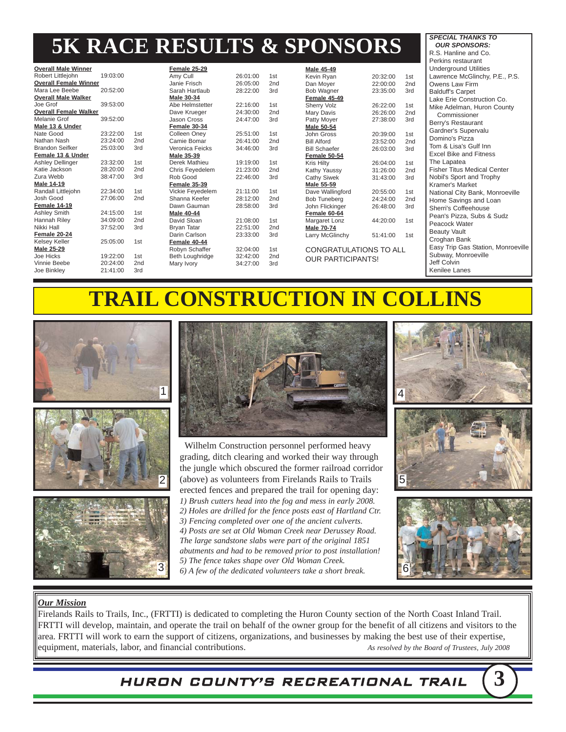# 5K RACE RESULTS & SPONSORS

| Category | Name | Time | Place |
|---|---|---|---|
| **Overall Male Winner** | Robert Littlejohn | 19:03:00 | |
| **Overall Female Winner** | Mara Lee Beebe | 20:52:00 | |
| **Overall Male Walker** | Joe Grof | 39:53:00 | |
| **Overall Female Walker** | Melanie Grof | 39:52:00 | |
| **Male 13 & Under** | Nate Good | 23:22:00 | 1st |
| | Nathan Nash | 23:24:00 | 2nd |
| | Brandon Seifker | 25:03:00 | 3rd |
| **Female 13 & Under** | Ashley Dellinger | 23:32:00 | 1st |
| | Katie Jackson | 28:20:00 | 2nd |
| | Zura Webb | 38:47:00 | 3rd |
| **Male 14-19** | Randall Littlejohn | 22:34:00 | 1st |
| | Josh Good | 27:06:00 | 2nd |
| **Female 14-19** | Ashley Smith | 24:15:00 | 1st |
| | Hannah Riley | 34:09:00 | 2nd |
| | Nikki Hall | 37:52:00 | 3rd |
| **Female 20-24** | Kelsey Keller | 25:05:00 | 1st |
| **Male 25-29** | Joe Hicks | 19:22:00 | 1st |
| | Vinnie Beebe | 20:24:00 | 2nd |
| | Joe Binkley | 21:41:00 | 3rd |
| **Female 25-29** | Amy Cull | 26:01:00 | 1st |
| | Janie Frisch | 26:05:00 | 2nd |
| | Sarah Hartlaub | 28:22:00 | 3rd |
| **Male 30-34** | Abe Helmstetter | 22:16:00 | 1st |
| | Dave Krueger | 24:30:00 | 2nd |
| | Jason Cross | 24:47:00 | 3rd |
| **Female 30-34** | Colleen Oney | 25:51:00 | 1st |
| | Camie Bomar | 26:41:00 | 2nd |
| | Veronica Feicks | 34:46:00 | 3rd |
| **Male 35-39** | Derek Mathieu | 19:19:00 | 1st |
| | Chris Feyedelem | 21:23:00 | 2nd |
| | Rob Good | 22:46:00 | 3rd |
| **Female 35-39** | Vickie Feyedelem | 21:11:00 | 1st |
| | Shanna Keefer | 28:12:00 | 2nd |
| | Dawn Gauman | 28:58:00 | 3rd |
| **Male 40-44** | David Sloan | 21:08:00 | 1st |
| | Bryan Tatar | 22:51:00 | 2nd |
| | Darin Carlson | 23:33:00 | 3rd |
| **Female 40-44** | Robyn Schaffer | 32:04:00 | 1st |
| | Beth Loughridge | 32:42:00 | 2nd |
| | Mary Ivory | 34:27:00 | 3rd |
| **Male 45-49** | Kevin Ryan | 20:32:00 | 1st |
| | Dan Moyer | 22:00:00 | 2nd |
| | Bob Wagner | 23:35:00 | 3rd |
| **Female 45-49** | Sherry Volz | 26:22:00 | 1st |
| | Mary Davis | 26:26:00 | 2nd |
| | Patty Moyer | 27:38:00 | 3rd |
| **Male 50-54** | John Gross | 20:39:00 | 1st |
| | Bill Alford | 23:52:00 | 2nd |
| | Bill Schaefer | 26:03:00 | 3rd |
| **Female 50-54** | Kris Hilty | 26:04:00 | 1st |
| | Kathy Yaussy | 31:26:00 | 2nd |
| | Cathy Siwek | 31:43:00 | 3rd |
| **Male 55-59** | Dave Wallingford | 20:55:00 | 1st |
| | Bob Tuneberg | 24:24:00 | 2nd |
| | John Flickinger | 26:48:00 | 3rd |
| **Female 60-64** | Margaret Lonz | 44:20:00 | 1st |
| **Male 70-74** | Larry McGlinchy | 51:41:00 | 1st |

CONGRATULATIONS TO ALL OUR PARTICIPANTS!

***SPECIAL THANKS TO OUR SPONSORS:***

R.S. Hanline and Co.
Perkins restaurant
Underground Utilities
Lawrence McGlinchy, P.E., P.S.
Owens Law Firm
Balduff's Carpet
Lake Erie Construction Co.
Mike Adelman, Huron County Commissioner
Berry's Restaurant
Gardner's Supervalu
Domino's Pizza
Tom & Lisa's Gulf Inn
Excel Bike and Fitness
The Lapatea
Fisher Titus Medical Center
Nobil's Sport and Trophy
Kramer's Market
National City Bank, Monroeville
Home Savings and Loan
Sherri's Coffeehouse
Pean's Pizza, Subs & Sudz
Peacock Water
Beauty Vault
Croghan Bank
Easy Trip Gas Station, Monroeville
Subway, Monroeville
Jeff Colvin
Kenilee Lanes

# TRAIL CONSTRUCTION IN COLLINS

Wilhelm Construction personnel performed heavy grading, ditch clearing and worked their way through the jungle which obscured the former railroad corridor (above) as volunteers from Firelands Rails to Trails erected fences and prepared the trail for opening day:

*1) Brush cutters head into the fog and mess in early 2008.*
*2) Holes are drilled for the fence posts east of Hartland Ctr.*
*3) Fencing completed over one of the ancient culverts.*
*4) Posts are set at Old Woman Creek near Derussey Road. The large sandstone slabs were part of the original 1851 abutments and had to be removed prior to post installation!*
*5) The fence takes shape over Old Woman Creek.*
*6) A few of the dedicated volunteers take a short break.*

***Our Mission***

Firelands Rails to Trails, Inc., (FRTTI) is dedicated to completing the Huron County section of the North Coast Inland Trail. FRTTI will develop, maintain, and operate the trail on behalf of the owner group for the benefit of all citizens and visitors to the area. FRTTI will work to earn the support of citizens, organizations, and businesses by making the best use of their expertise, equipment, materials, labor, and financial contributions.

*As resolved by the Board of Trustees, July 2008*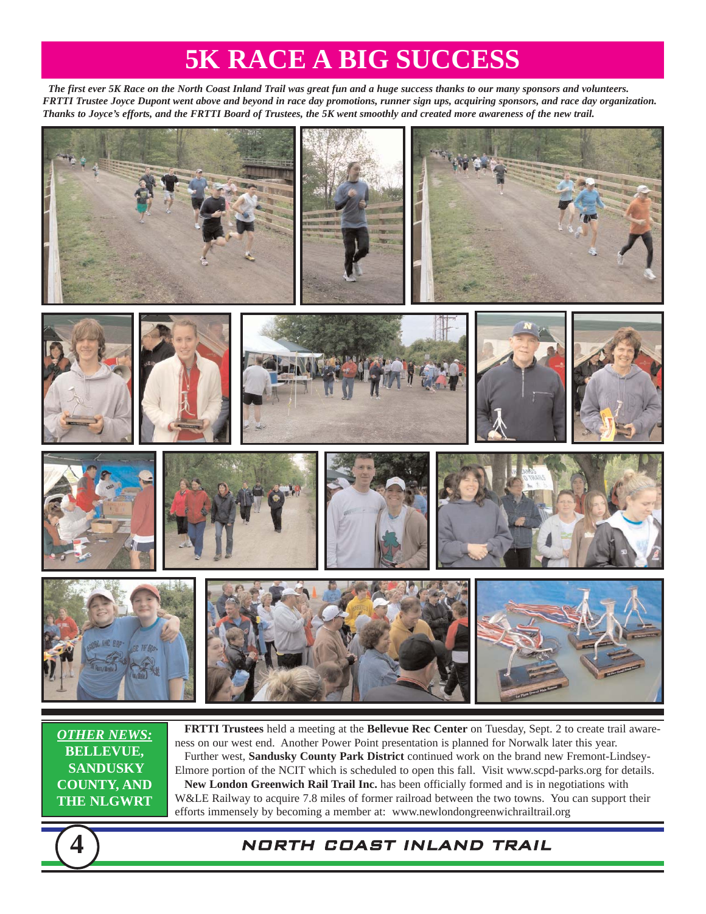# 5K RACE A BIG SUCCESS

***The first ever 5K Race on the North Coast Inland Trail was great fun and a huge success thanks to our many sponsors and volunteers. FRTTI Trustee Joyce Dupont went above and beyond in race day promotions, runner sign ups, acquiring sponsors, and race day organization. Thanks to Joyce's efforts, and the FRTTI Board of Trustees, the 5K went smoothly and created more awareness of the new trail.***

***OTHER NEWS:***
**BELLEVUE, SANDUSKY COUNTY, AND THE NLGWRT**

**FRTTI Trustees** held a meeting at the **Bellevue Rec Center** on Tuesday, Sept. 2 to create trail awareness on our west end. Another Power Point presentation is planned for Norwalk later this year.

Further west, **Sandusky County Park District** continued work on the brand new Fremont-Lindsey-Elmore portion of the NCIT which is scheduled to open this fall. Visit www.scpd-parks.org for details.

**New London Greenwich Rail Trail Inc.** has been officially formed and is in negotiations with W&LE Railway to acquire 7.8 miles of former railroad between the two towns. You can support their efforts immensely by becoming a member at: www.newlondongreenwichrailtrail.org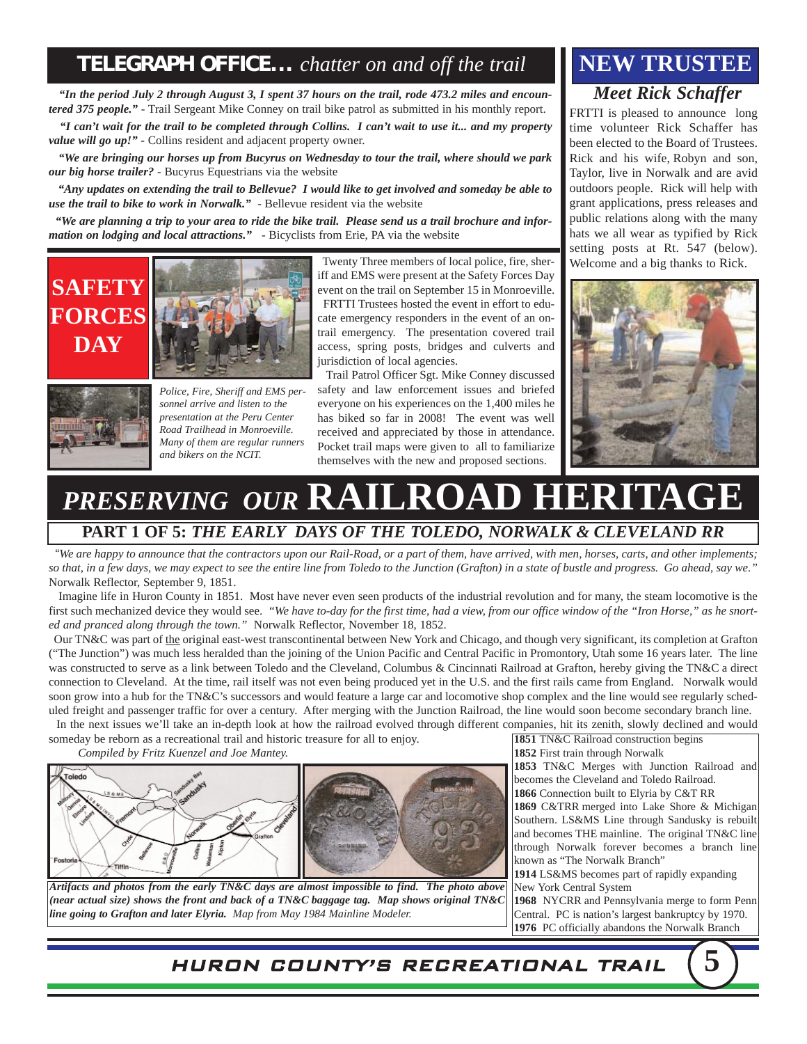## TELEGRAPH OFFICE... *chatter on and off the trail*

***"In the period July 2 through August 3, I spent 37 hours on the trail, rode 473.2 miles and encountered 375 people."*** - Trail Sergeant Mike Conney on trail bike patrol as submitted in his monthly report.

***"I can't wait for the trail to be completed through Collins. I can't wait to use it... and my property value will go up!"*** - Collins resident and adjacent property owner.

***"We are bringing our horses up from Bucyrus on Wednesday to tour the trail, where should we park our big horse trailer?*** - Bucyrus Equestrians via the website

***"Any updates on extending the trail to Bellevue? I would like to get involved and someday be able to use the trail to bike to work in Norwalk."*** - Bellevue resident via the website

***"We are planning a trip to your area to ride the bike trail. Please send us a trail brochure and information on lodging and local attractions."*** - Bicyclists from Erie, PA via the website

## SAFETY FORCES DAY

*Police, Fire, Sheriff and EMS personnel arrive and listen to the presentation at the Peru Center Road Trailhead in Monroeville. Many of them are regular runners and bikers on the NCIT.*

Twenty Three members of local police, fire, sheriff and EMS were present at the Safety Forces Day event on the trail on September 15 in Monroeville.

FRTTI Trustees hosted the event in effort to educate emergency responders in the event of an on-trail emergency. The presentation covered trail access, spring posts, bridges and culverts and jurisdiction of local agencies.

Trail Patrol Officer Sgt. Mike Conney discussed safety and law enforcement issues and briefed everyone on his experiences on the 1,400 miles he has biked so far in 2008! The event was well received and appreciated by those in attendance. Pocket trail maps were given to all to familiarize themselves with the new and proposed sections.

## NEW TRUSTEE

### *Meet Rick Schaffer*

FRTTI is pleased to announce long time volunteer Rick Schaffer has been elected to the Board of Trustees. Rick and his wife, Robyn and son, Taylor, live in Norwalk and are avid outdoors people. Rick will help with grant applications, press releases and public relations along with the many hats we all wear as typified by Rick setting posts at Rt. 547 (below). Welcome and a big thanks to Rick.

# *PRESERVING OUR* RAILROAD HERITAGE

### PART 1 OF 5: *THE EARLY DAYS OF THE TOLEDO, NORWALK & CLEVELAND RR*

"*We are happy to announce that the contractors upon our Rail-Road, or a part of them, have arrived, with men, horses, carts, and other implements; so that, in a few days, we may expect to see the entire line from Toledo to the Junction (Grafton) in a state of bustle and progress. Go ahead, say we."* Norwalk Reflector, September 9, 1851.

Imagine life in Huron County in 1851. Most have never even seen products of the industrial revolution and for many, the steam locomotive is the first such mechanized device they would see. "*We have to-day for the first time, had a view, from our office window of the "Iron Horse," as he snorted and pranced along through the town."* Norwalk Reflector, November 18, 1852.

Our TN&C was part of the original east-west transcontinental between New York and Chicago, and though very significant, its completion at Grafton ("The Junction") was much less heralded than the joining of the Union Pacific and Central Pacific in Promontory, Utah some 16 years later. The line was constructed to serve as a link between Toledo and the Cleveland, Columbus & Cincinnati Railroad at Grafton, hereby giving the TN&C a direct connection to Cleveland. At the time, rail itself was not even being produced yet in the U.S. and the first rails came from England. Norwalk would soon grow into a hub for the TN&C's successors and would feature a large car and locomotive shop complex and the line would see regularly scheduled freight and passenger traffic for over a century. After merging with the Junction Railroad, the line would soon become secondary branch line.

In the next issues we'll take an in-depth look at how the railroad evolved through different companies, hit its zenith, slowly declined and would someday be reborn as a recreational trail and historic treasure for all to enjoy.

*Compiled by Fritz Kuenzel and Joe Mantey.*

***Artifacts and photos from the early TN&C days are almost impossible to find. The photo above (near actual size) shows the front and back of a TN&C baggage tag. Map shows original TN&C line going to Grafton and later Elyria.*** *Map from May 1984 Mainline Modeler.*

**1851** TN&C Railroad construction begins
**1852** First train through Norwalk
**1853** TN&C Merges with Junction Railroad and becomes the Cleveland and Toledo Railroad.
**1866** Connection built to Elyria by C&T RR
**1869** C&TRR merged into Lake Shore & Michigan Southern. LS&MS Line through Sandusky is rebuilt and becomes THE mainline. The original TN&C line through Norwalk forever becomes a branch line known as "The Norwalk Branch"
**1914** LS&MS becomes part of rapidly expanding New York Central System
**1968** NYCRR and Pennsylvania merge to form Penn Central. PC is nation's largest bankruptcy by 1970.
**1976** PC officially abandons the Norwalk Branch

HURON COUNTY'S RECREATIONAL TRAIL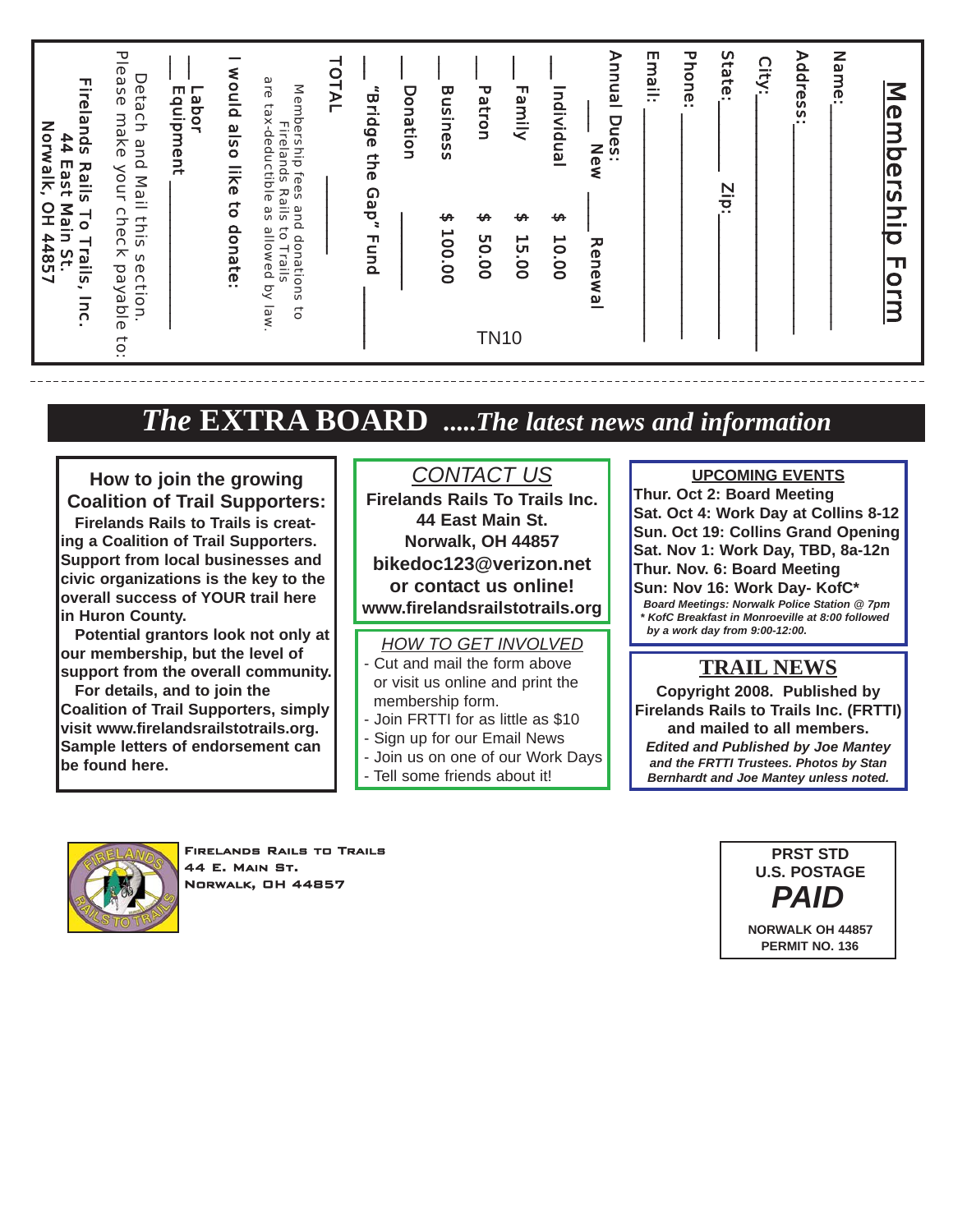## Membership Form

Name: ______________________

Address: ______________________

City: ______________________

State: ______ Zip: ______

Phone: ______________________

Email: ______________________

Annual Dues: ___ New ___ Renewal

___ Individual $ 10.00

___ Family $ 15.00

___ Patron $ 50.00 TN10

___ Business $ 100.00

___ Donation ______

___ "Bridge the Gap" Fund ______

TOTAL ______

Membership fees and donations to Firelands Rails to Trails are tax-deductible as allowed by law.

**I would also like to donate:**

___ Labor

___ Equipment ______

Detach and Mail this section.
Please make your check payable to:

**Firelands Rails To Trails, Inc.**
**44 East Main St.**
**Norwalk, OH 44857**

---

# *The* EXTRA BOARD *.....The latest news and information*

### How to join the growing Coalition of Trail Supporters:

**Firelands Rails to Trails is creating a Coalition of Trail Supporters. Support from local businesses and civic organizations is the key to the overall success of YOUR trail here in Huron County.**

**Potential grantors look not only at our membership, but the level of support from the overall community.**

**For details, and to join the Coalition of Trail Supporters, simply visit www.firelandsrailstotrails.org. Sample letters of endorsement can be found here.**

### *CONTACT US*

**Firelands Rails To Trails Inc.**
**44 East Main St.**
**Norwalk, OH 44857**
**bikedoc123@verizon.net**
**or contact us online!**
**www.firelandsrailstotrails.org**

### *HOW TO GET INVOLVED*

- Cut and mail the form above or visit us online and print the membership form.
- Join FRTTI for as little as $10
- Sign up for our Email News
- Join us on one of our Work Days
- Tell some friends about it!

### UPCOMING EVENTS

**Thur. Oct 2: Board Meeting**
**Sat. Oct 4: Work Day at Collins 8-12**
**Sun. Oct 19: Collins Grand Opening**
**Sat. Nov 1: Work Day, TBD, 8a-12n**
**Thur. Nov. 6: Board Meeting**
**Sun: Nov 16: Work Day- KofC***

***Board Meetings: Norwalk Police Station @ 7pm***
***\* KofC Breakfast in Monroeville at 8:00 followed by a work day from 9:00-12:00.***

### TRAIL NEWS

**Copyright 2008. Published by Firelands Rails to Trails Inc. (FRTTI) and mailed to all members.**

***Edited and Published by Joe Mantey and the FRTTI Trustees. Photos by Stan Bernhardt and Joe Mantey unless noted.***

---

FIRELANDS RAILS TO TRAILS
44 E. MAIN ST.
NORWALK, OH 44857

PRST STD
U.S. POSTAGE
***PAID***
NORWALK OH 44857
PERMIT NO. 136